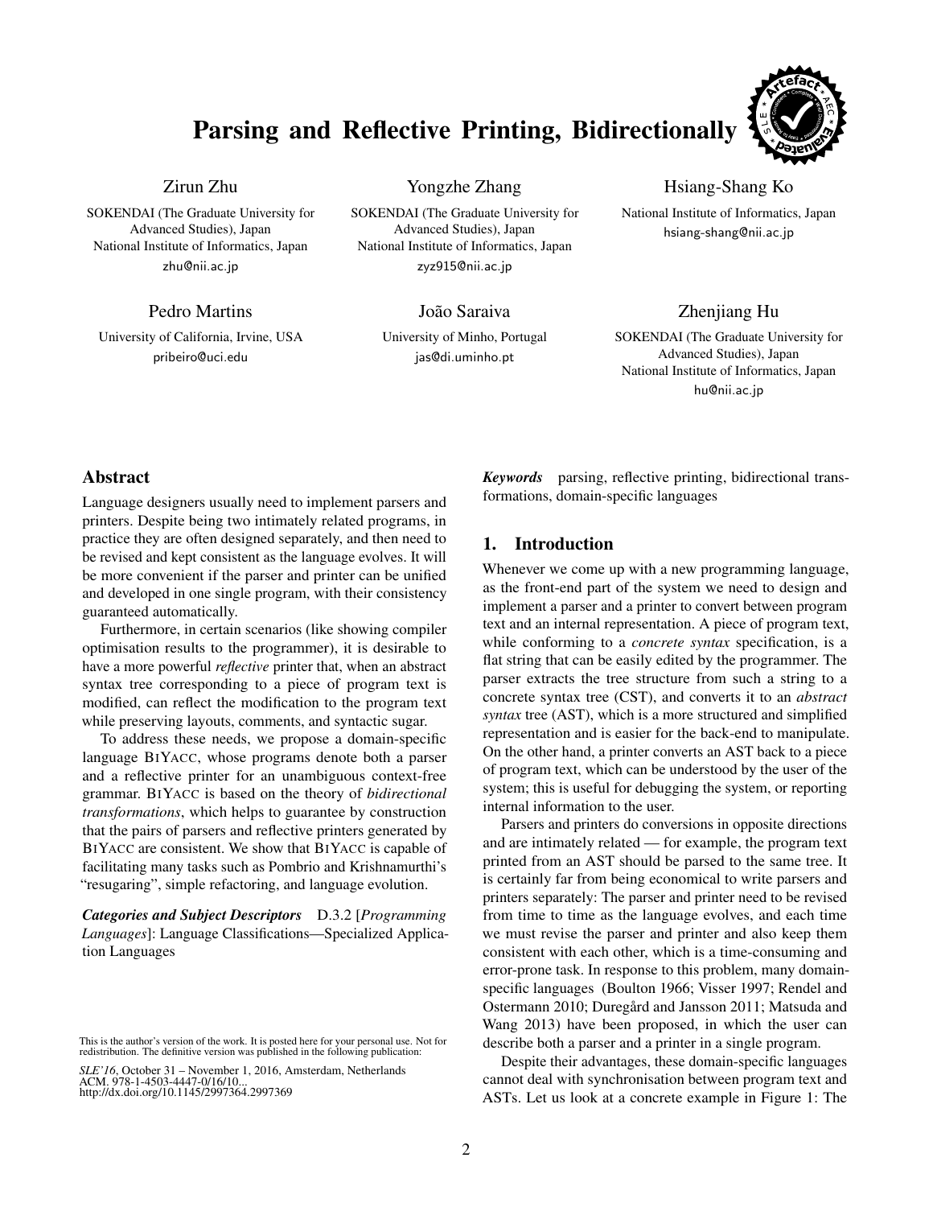# Parsing and Reflective Printing, Bidirectionally

Zirun Zhu
SOKENDAI (The Graduate University for Advanced Studies), Japan
National Institute of Informatics, Japan
zhu@nii.ac.jp

Yongzhe Zhang
SOKENDAI (The Graduate University for Advanced Studies), Japan
National Institute of Informatics, Japan
zyz915@nii.ac.jp

Hsiang-Shang Ko
National Institute of Informatics, Japan
hsiang-shang@nii.ac.jp

Pedro Martins
University of California, Irvine, USA
pribeiro@uci.edu

João Saraiva
University of Minho, Portugal
jas@di.uminho.pt

Zhenjiang Hu
SOKENDAI (The Graduate University for Advanced Studies), Japan
National Institute of Informatics, Japan
hu@nii.ac.jp

## Abstract

Language designers usually need to implement parsers and printers. Despite being two intimately related programs, in practice they are often designed separately, and then need to be revised and kept consistent as the language evolves. It will be more convenient if the parser and printer can be unified and developed in one single program, with their consistency guaranteed automatically.

Furthermore, in certain scenarios (like showing compiler optimisation results to the programmer), it is desirable to have a more powerful *reflective* printer that, when an abstract syntax tree corresponding to a piece of program text is modified, can reflect the modification to the program text while preserving layouts, comments, and syntactic sugar.

To address these needs, we propose a domain-specific language BiYacc, whose programs denote both a parser and a reflective printer for an unambiguous context-free grammar. BiYacc is based on the theory of *bidirectional transformations*, which helps to guarantee by construction that the pairs of parsers and reflective printers generated by BiYacc are consistent. We show that BiYacc is capable of facilitating many tasks such as Pombrio and Krishnamurthi's "resugaring", simple refactoring, and language evolution.

***Categories and Subject Descriptors*** D.3.2 [*Programming Languages*]: Language Classifications—Specialized Application Languages

***Keywords*** parsing, reflective printing, bidirectional transformations, domain-specific languages

This is the author's version of the work. It is posted here for your personal use. Not for redistribution. The definitive version was published in the following publication:

*SLE'16*, October 31 – November 1, 2016, Amsterdam, Netherlands
ACM. 978-1-4503-4447-0/16/10...
http://dx.doi.org/10.1145/2997364.2997369

## 1. Introduction

Whenever we come up with a new programming language, as the front-end part of the system we need to design and implement a parser and a printer to convert between program text and an internal representation. A piece of program text, while conforming to a *concrete syntax* specification, is a flat string that can be easily edited by the programmer. The parser extracts the tree structure from such a string to a concrete syntax tree (CST), and converts it to an *abstract syntax* tree (AST), which is a more structured and simplified representation and is easier for the back-end to manipulate. On the other hand, a printer converts an AST back to a piece of program text, which can be understood by the user of the system; this is useful for debugging the system, or reporting internal information to the user.

Parsers and printers do conversions in opposite directions and are intimately related — for example, the program text printed from an AST should be parsed to the same tree. It is certainly far from being economical to write parsers and printers separately: The parser and printer need to be revised from time to time as the language evolves, and each time we must revise the parser and printer and also keep them consistent with each other, which is a time-consuming and error-prone task. In response to this problem, many domain-specific languages (Boulton 1966; Visser 1997; Rendel and Ostermann 2010; Duregård and Jansson 2011; Matsuda and Wang 2013) have been proposed, in which the user can describe both a parser and a printer in a single program.

Despite their advantages, these domain-specific languages cannot deal with synchronisation between program text and ASTs. Let us look at a concrete example in Figure 1: The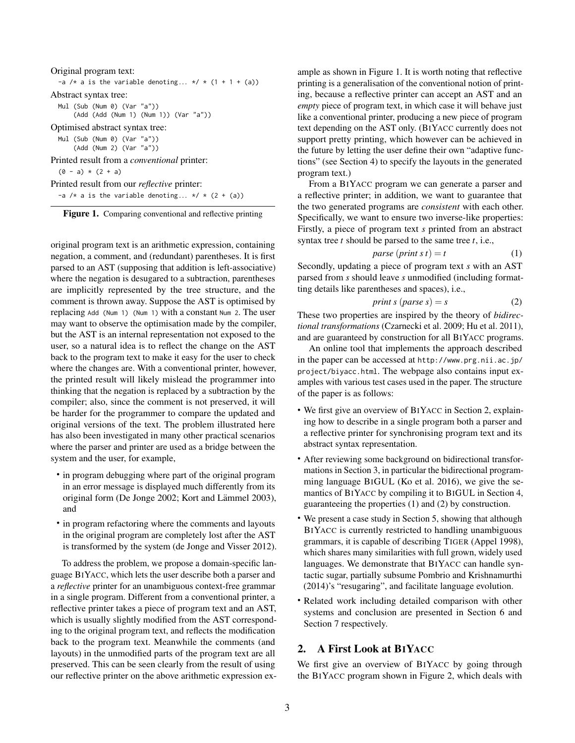Original program text:

```
-a /* a is the variable denoting... */ * (1 + 1 + (a))
```

Abstract syntax tree:

```
Mul (Sub (Num 0) (Var "a"))
    (Add (Add (Num 1) (Num 1)) (Var "a"))
```

Optimised abstract syntax tree:

```
Mul (Sub (Num 0) (Var "a"))
    (Add (Num 2) (Var "a"))
```

Printed result from a *conventional* printer:

```
(0 - a) * (2 + a)
```

Printed result from our *reflective* printer:

```
-a /* a is the variable denoting... */ * (2 + (a))
```

**Figure 1.** Comparing conventional and reflective printing

original program text is an arithmetic expression, containing negation, a comment, and (redundant) parentheses. It is first parsed to an AST (supposing that addition is left-associative) where the negation is desugared to a subtraction, parentheses are implicitly represented by the tree structure, and the comment is thrown away. Suppose the AST is optimised by replacing `Add (Num 1) (Num 1)` with a constant `Num 2`. The user may want to observe the optimisation made by the compiler, but the AST is an internal representation not exposed to the user, so a natural idea is to reflect the change on the AST back to the program text to make it easy for the user to check where the changes are. With a conventional printer, however, the printed result will likely mislead the programmer into thinking that the negation is replaced by a subtraction by the compiler; also, since the comment is not preserved, it will be harder for the programmer to compare the updated and original versions of the text. The problem illustrated here has also been investigated in many other practical scenarios where the parser and printer are used as a bridge between the system and the user, for example,

- in program debugging where part of the original program in an error message is displayed much differently from its original form (De Jonge 2002; Kort and Lämmel 2003), and
- in program refactoring where the comments and layouts in the original program are completely lost after the AST is transformed by the system (de Jonge and Visser 2012).

To address the problem, we propose a domain-specific language BiYacc, which lets the user describe both a parser and a *reflective* printer for an unambiguous context-free grammar in a single program. Different from a conventional printer, a reflective printer takes a piece of program text and an AST, which is usually slightly modified from the AST corresponding to the original program text, and reflects the modification back to the program text. Meanwhile the comments (and layouts) in the unmodified parts of the program text are all preserved. This can be seen clearly from the result of using our reflective printer on the above arithmetic expression example as shown in Figure 1. It is worth noting that reflective printing is a generalisation of the conventional notion of printing, because a reflective printer can accept an AST and an *empty* piece of program text, in which case it will behave just like a conventional printer, producing a new piece of program text depending on the AST only. (BiYacc currently does not support pretty printing, which however can be achieved in the future by letting the user define their own "adaptive functions" (see Section 4) to specify the layouts in the generated program text.)

From a BiYacc program we can generate a parser and a reflective printer; in addition, we want to guarantee that the two generated programs are *consistent* with each other. Specifically, we want to ensure two inverse-like properties: Firstly, a piece of program text $s$ printed from an abstract syntax tree $t$ should be parsed to the same tree $t$, i.e.,

$$parse\ (print\ s\ t) = t \tag{1}$$

Secondly, updating a piece of program text $s$ with an AST parsed from $s$ should leave $s$ unmodified (including formatting details like parentheses and spaces), i.e.,

$$print\ s\ (parse\ s) = s \tag{2}$$

These two properties are inspired by the theory of *bidirectional transformations* (Czarnecki et al. 2009; Hu et al. 2011), and are guaranteed by construction for all BiYacc programs.

An online tool that implements the approach described in the paper can be accessed at `http://www.prg.nii.ac.jp/project/biyacc.html`. The webpage also contains input examples with various test cases used in the paper. The structure of the paper is as follows:

- We first give an overview of BiYacc in Section 2, explaining how to describe in a single program both a parser and a reflective printer for synchronising program text and its abstract syntax representation.
- After reviewing some background on bidirectional transformations in Section 3, in particular the bidirectional programming language BiGUL (Ko et al. 2016), we give the semantics of BiYacc by compiling it to BiGUL in Section 4, guaranteeing the properties (1) and (2) by construction.
- We present a case study in Section 5, showing that although BiYacc is currently restricted to handling unambiguous grammars, it is capable of describing Tiger (Appel 1998), which shares many similarities with full grown, widely used languages. We demonstrate that BiYacc can handle syntactic sugar, partially subsume Pombrio and Krishnamurthi (2014)'s "resugaring", and facilitate language evolution.
- Related work including detailed comparison with other systems and conclusion are presented in Section 6 and Section 7 respectively.

## 2. A First Look at BiYacc

We first give an overview of BiYacc by going through the BiYacc program shown in Figure 2, which deals with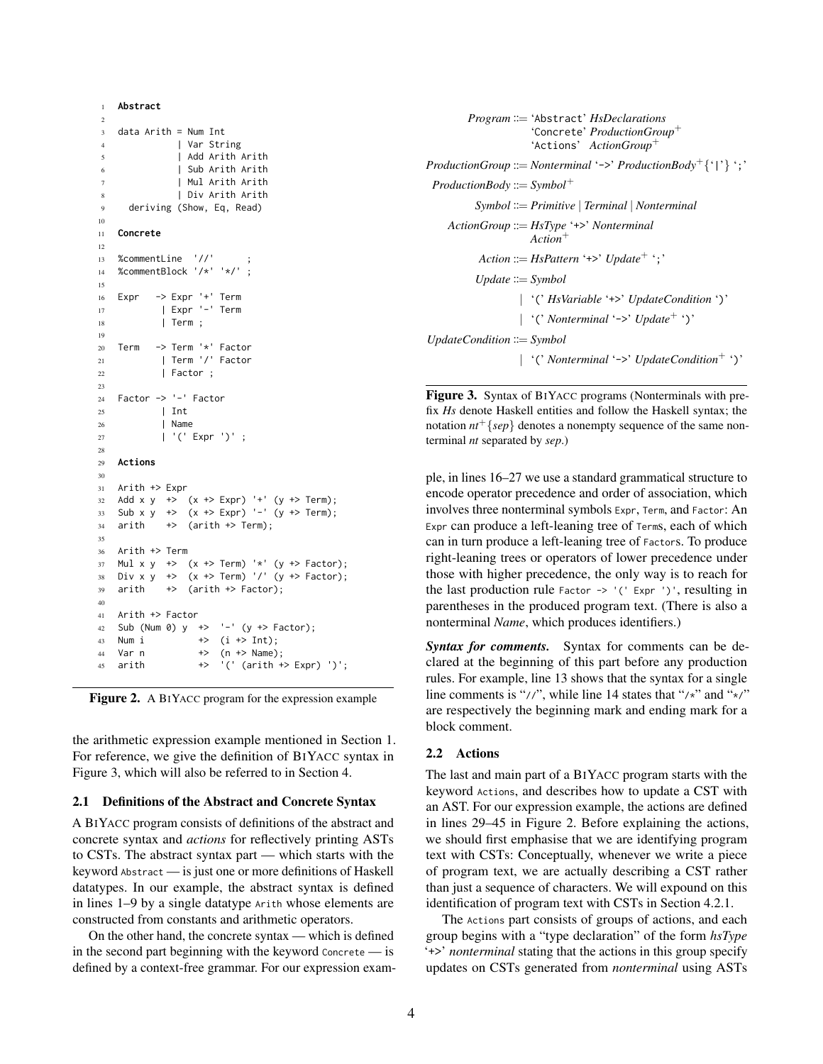```
1  Abstract
2
3  data Arith = Num Int
4             | Var String
5             | Add Arith Arith
6             | Sub Arith Arith
7             | Mul Arith Arith
8             | Div Arith Arith
9    deriving (Show, Eq, Read)
10
11 Concrete
12
13 %commentLine  '//'      ;
14 %commentBlock '/*' '*/' ;
15
16 Expr   -> Expr '+' Term
17         | Expr '-' Term
18         | Term ;
19
20 Term   -> Term '*' Factor
21         | Term '/' Factor
22         | Factor ;
23
24 Factor -> '-' Factor
25         | Int
26         | Name
27         | '(' Expr ')' ;
28
29 Actions
30
31 Arith +> Expr
32 Add x y  +>  (x +> Expr) '+' (y +> Term);
33 Sub x y  +>  (x +> Expr) '-' (y +> Term);
34 arith    +>  (arith +> Term);
35
36 Arith +> Term
37 Mul x y  +>  (x +> Term) '*' (y +> Factor);
38 Div x y  +>  (x +> Term) '/' (y +> Factor);
39 arith    +>  (arith +> Factor);
40
41 Arith +> Factor
42 Sub (Num 0) y  +>  '-' (y +> Factor);
43 Num i          +>  (i +> Int);
44 Var n          +>  (n +> Name);
45 arith          +>  '(' (arith +> Expr) ')';
```

**Figure 2.** A BiYacc program for the expression example

the arithmetic expression example mentioned in Section 1. For reference, we give the definition of BiYacc syntax in Figure 3, which will also be referred to in Section 4.

### 2.1 Definitions of the Abstract and Concrete Syntax

A BiYacc program consists of definitions of the abstract and concrete syntax and *actions* for reflectively printing ASTs to CSTs. The abstract syntax part — which starts with the keyword `Abstract` — is just one or more definitions of Haskell datatypes. In our example, the abstract syntax is defined in lines 1–9 by a single datatype `Arith` whose elements are constructed from constants and arithmetic operators.

On the other hand, the concrete syntax — which is defined in the second part beginning with the keyword `Concrete` — is defined by a context-free grammar. For our expression example, in lines 16–27 we use a standard grammatical structure to encode operator precedence and order of association, which involves three nonterminal symbols `Expr`, `Term`, and `Factor`: An `Expr` can produce a left-leaning tree of `Term`s, each of which can in turn produce a left-leaning tree of `Factor`s. To produce right-leaning trees or operators of lower precedence under those with higher precedence, the only way is to reach for the last production rule `Factor -> '(' Expr ')'`, resulting in parentheses in the produced program text. (There is also a nonterminal *Name*, which produces identifiers.)

*Program* ::= 'Abstract' *HsDeclarations*
  'Concrete' *ProductionGroup*$^+$
  'Actions' *ActionGroup*$^+$

*ProductionGroup* ::= *Nonterminal* '->' *ProductionBody*$^+\{$'|'$\}$ ';'

*ProductionBody* ::= *Symbol*$^+$

*Symbol* ::= *Primitive* | *Terminal* | *Nonterminal*

*ActionGroup* ::= *HsType* '+>' *Nonterminal*
  *Action*$^+$

*Action* ::= *HsPattern* '+>' *Update*$^+$ ';'

*Update* ::= *Symbol*
  | '(' *HsVariable* '+>' *UpdateCondition* ')'
  | '(' *Nonterminal* '->' *Update*$^+$ ')'

*UpdateCondition* ::= *Symbol*
  | '(' *Nonterminal* '->' *UpdateCondition*$^+$ ')'

**Figure 3.** Syntax of BiYacc programs (Nonterminals with prefix *Hs* denote Haskell entities and follow the Haskell syntax; the notation $nt^+\{sep\}$ denotes a nonempty sequence of the same nonterminal *nt* separated by *sep*.)

***Syntax for comments.*** Syntax for comments can be declared at the beginning of this part before any production rules. For example, line 13 shows that the syntax for a single line comments is "`//`", while line 14 states that "`/*`" and "`*/`" are respectively the beginning mark and ending mark for a block comment.

### 2.2 Actions

The last and main part of a BiYacc program starts with the keyword `Actions`, and describes how to update a CST with an AST. For our expression example, the actions are defined in lines 29–45 in Figure 2. Before explaining the actions, we should first emphasise that we are identifying program text with CSTs: Conceptually, whenever we write a piece of program text, we are actually describing a CST rather than just a sequence of characters. We will expound on this identification of program text with CSTs in Section 4.2.1.

The `Actions` part consists of groups of actions, and each group begins with a "type declaration" of the form *hsType* '+>' *nonterminal* stating that the actions in this group specify updates on CSTs generated from *nonterminal* using ASTs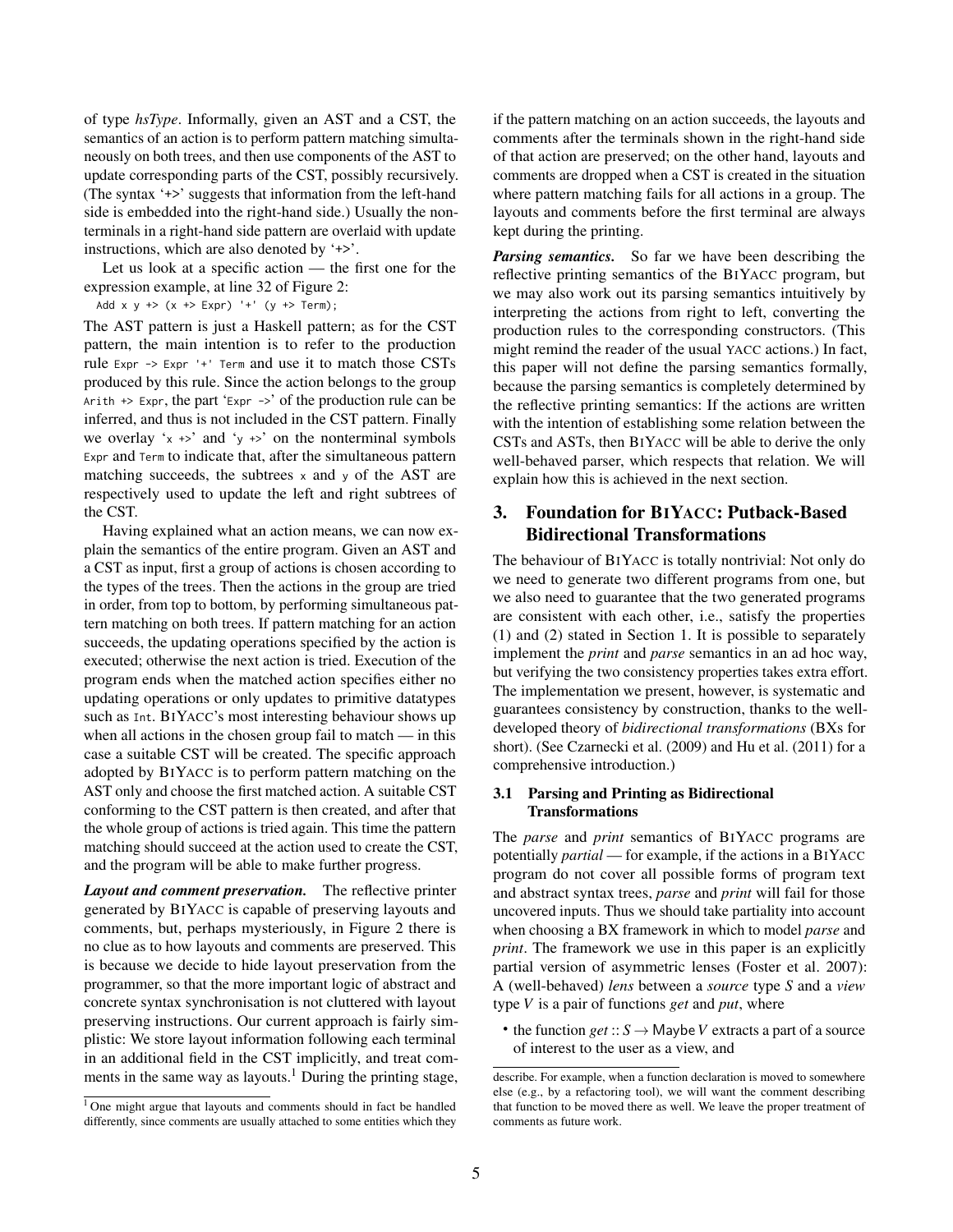of type *hsType*. Informally, given an AST and a CST, the semantics of an action is to perform pattern matching simultaneously on both trees, and then use components of the AST to update corresponding parts of the CST, possibly recursively. (The syntax '+>' suggests that information from the left-hand side is embedded into the right-hand side.) Usually the nonterminals in a right-hand side pattern are overlaid with update instructions, which are also denoted by '+>'.

Let us look at a specific action — the first one for the expression example, at line 32 of Figure 2:

```
Add x y +> (x +> Expr) '+' (y +> Term);
```

The AST pattern is just a Haskell pattern; as for the CST pattern, the main intention is to refer to the production rule `Expr -> Expr '+' Term` and use it to match those CSTs produced by this rule. Since the action belongs to the group `Arith +> Expr`, the part '`Expr ->`' of the production rule can be inferred, and thus is not included in the CST pattern. Finally we overlay '`x +>`' and '`y +>`' on the nonterminal symbols `Expr` and `Term` to indicate that, after the simultaneous pattern matching succeeds, the subtrees `x` and `y` of the AST are respectively used to update the left and right subtrees of the CST.

Having explained what an action means, we can now explain the semantics of the entire program. Given an AST and a CST as input, first a group of actions is chosen according to the types of the trees. Then the actions in the group are tried in order, from top to bottom, by performing simultaneous pattern matching on both trees. If pattern matching for an action succeeds, the updating operations specified by the action is executed; otherwise the next action is tried. Execution of the program ends when the matched action specifies either no updating operations or only updates to primitive datatypes such as `Int`. BiYacc's most interesting behaviour shows up when all actions in the chosen group fail to match — in this case a suitable CST will be created. The specific approach adopted by BiYacc is to perform pattern matching on the AST only and choose the first matched action. A suitable CST conforming to the CST pattern is then created, and after that the whole group of actions is tried again. This time the pattern matching should succeed at the action used to create the CST, and the program will be able to make further progress.

***Layout and comment preservation.*** The reflective printer generated by BiYacc is capable of preserving layouts and comments, but, perhaps mysteriously, in Figure 2 there is no clue as to how layouts and comments are preserved. This is because we decide to hide layout preservation from the programmer, so that the more important logic of abstract and concrete syntax synchronisation is not cluttered with layout preserving instructions. Our current approach is fairly simplistic: We store layout information following each terminal in an additional field in the CST implicitly, and treat comments in the same way as layouts.[1] During the printing stage, if the pattern matching on an action succeeds, the layouts and comments after the terminals shown in the right-hand side of that action are preserved; on the other hand, layouts and comments are dropped when a CST is created in the situation where pattern matching fails for all actions in a group. The layouts and comments before the first terminal are always kept during the printing.

***Parsing semantics.*** So far we have been describing the reflective printing semantics of the BiYacc program, but we may also work out its parsing semantics intuitively by interpreting the actions from right to left, converting the production rules to the corresponding constructors. (This might remind the reader of the usual yacc actions.) In fact, this paper will not define the parsing semantics formally, because the parsing semantics is completely determined by the reflective printing semantics: If the actions are written with the intention of establishing some relation between the CSTs and ASTs, then BiYacc will be able to derive the only well-behaved parser, which respects that relation. We will explain how this is achieved in the next section.

## 3. Foundation for BiYacc: Putback-Based Bidirectional Transformations

The behaviour of BiYacc is totally nontrivial: Not only do we need to generate two different programs from one, but we also need to guarantee that the two generated programs are consistent with each other, i.e., satisfy the properties (1) and (2) stated in Section 1. It is possible to separately implement the *print* and *parse* semantics in an ad hoc way, but verifying the two consistency properties takes extra effort. The implementation we present, however, is systematic and guarantees consistency by construction, thanks to the well-developed theory of *bidirectional transformations* (BXs for short). (See Czarnecki et al. (2009) and Hu et al. (2011) for a comprehensive introduction.)

### 3.1 Parsing and Printing as Bidirectional Transformations

The *parse* and *print* semantics of BiYacc programs are potentially *partial* — for example, if the actions in a BiYacc program do not cover all possible forms of program text and abstract syntax trees, *parse* and *print* will fail for those uncovered inputs. Thus we should take partiality into account when choosing a BX framework in which to model *parse* and *print*. The framework we use in this paper is an explicitly partial version of asymmetric lenses (Foster et al. 2007): A (well-behaved) *lens* between a *source* type $S$ and a *view* type $V$ is a pair of functions *get* and *put*, where

- the function $get :: S \rightarrow \mathsf{Maybe}\ V$ extracts a part of a source of interest to the user as a view, and

[1] One might argue that layouts and comments should in fact be handled differently, since comments are usually attached to some entities which they describe. For example, when a function declaration is moved to somewhere else (e.g., by a refactoring tool), we will want the comment describing that function to be moved there as well. We leave the proper treatment of comments as future work.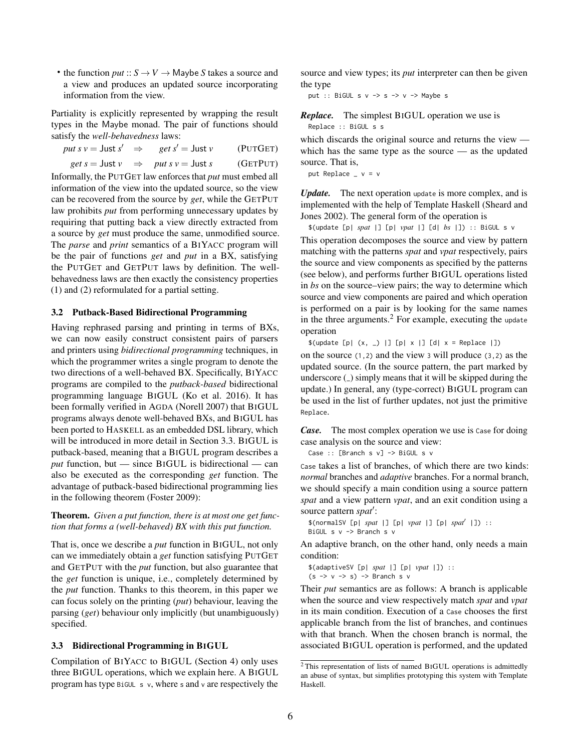- the function $put :: S \to V \to \mathsf{Maybe}\ S$ takes a source and a view and produces an updated source incorporating information from the view.

Partiality is explicitly represented by wrapping the result types in the Maybe monad. The pair of functions should satisfy the *well-behavedness* laws:

$$put\ s\ v = \mathsf{Just}\ s' \quad \Rightarrow \quad get\ s' = \mathsf{Just}\ v \qquad (\textsc{PutGet})$$

$$get\ s = \mathsf{Just}\ v \quad \Rightarrow \quad put\ s\ v = \mathsf{Just}\ s \qquad (\textsc{GetPut})$$

Informally, the PutGet law enforces that *put* must embed all information of the view into the updated source, so the view can be recovered from the source by *get*, while the GetPut law prohibits *put* from performing unnecessary updates by requiring that putting back a view directly extracted from a source by *get* must produce the same, unmodified source. The *parse* and *print* semantics of a BiYacc program will be the pair of functions *get* and *put* in a BX, satisfying the PutGet and GetPut laws by definition. The well-behavedness laws are then exactly the consistency properties (1) and (2) reformulated for a partial setting.

### 3.2 Putback-Based Bidirectional Programming

Having rephrased parsing and printing in terms of BXs, we can now easily construct consistent pairs of parsers and printers using *bidirectional programming* techniques, in which the programmer writes a single program to denote the two directions of a well-behaved BX. Specifically, BiYacc programs are compiled to the *putback-based* bidirectional programming language BiGUL (Ko et al. 2016). It has been formally verified in Agda (Norell 2007) that BiGUL programs always denote well-behaved BXs, and BiGUL has been ported to Haskell as an embedded DSL library, which will be introduced in more detail in Section 3.3. BiGUL is putback-based, meaning that a BiGUL program describes a *put* function, but — since BiGUL is bidirectional — can also be executed as the corresponding *get* function. The advantage of putback-based bidirectional programming lies in the following theorem (Foster 2009):

**Theorem.** *Given a put function, there is at most one get function that forms a (well-behaved) BX with this put function.*

That is, once we describe a *put* function in BiGUL, not only can we immediately obtain a *get* function satisfying PutGet and GetPut with the *put* function, but also guarantee that the *get* function is unique, i.e., completely determined by the *put* function. Thanks to this theorem, in this paper we can focus solely on the printing (*put*) behaviour, leaving the parsing (*get*) behaviour only implicitly (but unambiguously) specified.

### 3.3 Bidirectional Programming in BiGUL

Compilation of BiYacc to BiGUL (Section 4) only uses three BiGUL operations, which we explain here. A BiGUL program has type `BiGUL s v`, where `s` and `v` are respectively the source and view types; its *put* interpreter can then be given the type

```
put :: BiGUL s v -> s -> v -> Maybe s
```

***Replace.*** The simplest BiGUL operation we use is

```
Replace :: BiGUL s s
```

which discards the original source and returns the view — which has the same type as the source — as the updated source. That is,

```
put Replace _ v = v
```

***Update.*** The next operation `update` is more complex, and is implemented with the help of Template Haskell (Sheard and Jones 2002). The general form of the operation is

```
$(update [p| spat |] [p| vpat |] [d| bs |]) :: BiGUL s v
```

This operation decomposes the source and view by pattern matching with the patterns *spat* and *vpat* respectively, pairs the source and view components as specified by the patterns (see below), and performs further BiGUL operations listed in *bs* on the source–view pairs; the way to determine which source and view components are paired and which operation is performed on a pair is by looking for the same names in the three arguments.[2] For example, executing the `update` operation

```
$(update [p| (x, _) |] [p| x |] [d| x = Replace |])
```

on the source `(1,2)` and the view `3` will produce `(3,2)` as the updated source. (In the source pattern, the part marked by underscore (`_`) simply means that it will be skipped during the update.) In general, any (type-correct) BiGUL program can be used in the list of further updates, not just the primitive `Replace`.

***Case.*** The most complex operation we use is `Case` for doing case analysis on the source and view:

```
Case :: [Branch s v] -> BiGUL s v
```

`Case` takes a list of branches, of which there are two kinds: *normal* branches and *adaptive* branches. For a normal branch, we should specify a main condition using a source pattern *spat* and a view pattern *vpat*, and an exit condition using a source pattern *spat′*:

```
$(normalSV [p| spat |] [p| vpat |] [p| spat′ |]) ::
BiGUL s v -> Branch s v
```

An adaptive branch, on the other hand, only needs a main condition:

```
$(adaptiveSV [p| spat |] [p| vpat |]) ::
(s -> v -> s) -> Branch s v
```

Their *put* semantics are as follows: A branch is applicable when the source and view respectively match *spat* and *vpat* in its main condition. Execution of a `Case` chooses the first applicable branch from the list of branches, and continues with that branch. When the chosen branch is normal, the associated BiGUL operation is performed, and the updated

[2] This representation of lists of named BiGUL operations is admittedly an abuse of syntax, but simplifies prototyping this system with Template Haskell.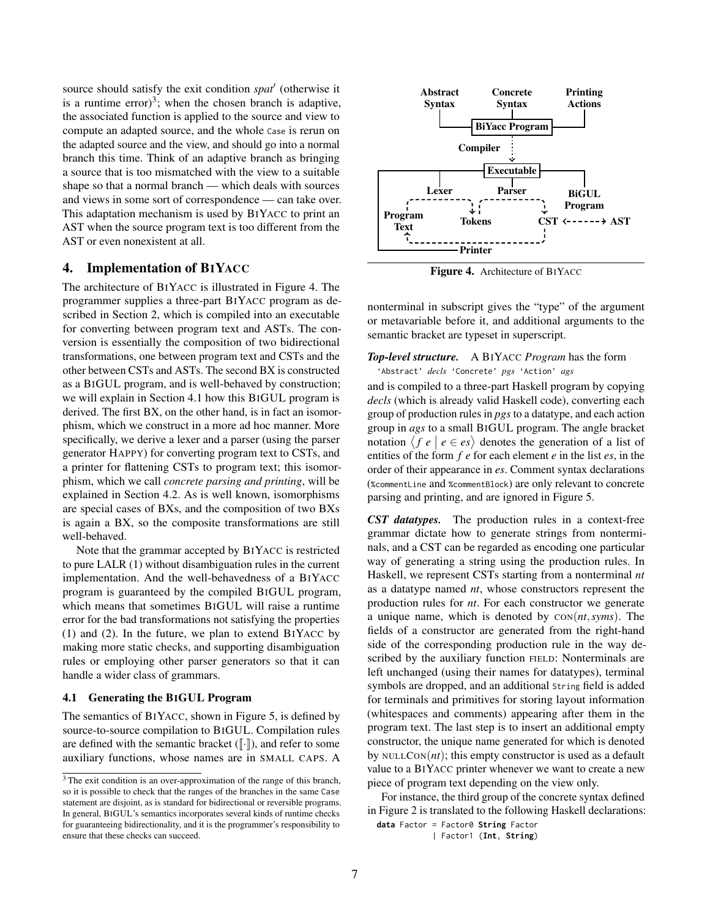source should satisfy the exit condition *spat′* (otherwise it is a runtime error)[3]; when the chosen branch is adaptive, the associated function is applied to the source and view to compute an adapted source, and the whole `Case` is rerun on the adapted source and the view, and should go into a normal branch this time. Think of an adaptive branch as bringing a source that is too mismatched with the view to a suitable shape so that a normal branch — which deals with sources and views in some sort of correspondence — can take over. This adaptation mechanism is used by BIYACC to print an AST when the source program text is too different from the AST or even nonexistent at all.

## 4. Implementation of BIYACC

The architecture of BIYACC is illustrated in Figure 4. The programmer supplies a three-part BIYACC program as described in Section 2, which is compiled into an executable for converting between program text and ASTs. The conversion is essentially the composition of two bidirectional transformations, one between program text and CSTs and the other between CSTs and ASTs. The second BX is constructed as a BIGUL program, and is well-behaved by construction; we will explain in Section 4.1 how this BIGUL program is derived. The first BX, on the other hand, is in fact an isomorphism, which we construct in a more ad hoc manner. More specifically, we derive a lexer and a parser (using the parser generator HAPPY) for converting program text to CSTs, and a printer for flattening CSTs to program text; this isomorphism, which we call *concrete parsing and printing*, will be explained in Section 4.2. As is well known, isomorphisms are special cases of BXs, and the composition of two BXs is again a BX, so the composite transformations are still well-behaved.

Note that the grammar accepted by BIYACC is restricted to pure LALR (1) without disambiguation rules in the current implementation. And the well-behavedness of a BIYACC program is guaranteed by the compiled BIGUL program, which means that sometimes BIGUL will raise a runtime error for the bad transformations not satisfying the properties (1) and (2). In the future, we plan to extend BIYACC by making more static checks, and supporting disambiguation rules or employing other parser generators so that it can handle a wider class of grammars.

### 4.1 Generating the BIGUL Program

The semantics of BIYACC, shown in Figure 5, is defined by source-to-source compilation to BIGUL. Compilation rules are defined with the semantic bracket ($[\![\cdot]\!]$), and refer to some auxiliary functions, whose names are in SMALL CAPS. A nonterminal in subscript gives the "type" of the argument or metavariable before it, and additional arguments to the semantic bracket are typeset in superscript.

[3] The exit condition is an over-approximation of the range of this branch, so it is possible to check that the ranges of the branches in the same `Case` statement are disjoint, as is standard for bidirectional or reversible programs. In general, BIGUL's semantics incorporates several kinds of runtime checks for guaranteeing bidirectionality, and it is the programmer's responsibility to ensure that these checks can succeed.

Abstract Syntax | Concrete Syntax | Printing Actions → BiYacc Program → Compiler → Executable (Lexer, Parser, BiGUL Program, Printer); Program Text → Tokens → CST ↔ AST; CST → Program Text

**Figure 4.** Architecture of BIYACC

***Top-level structure.*** A BIYACC *Program* has the form

'Abstract' *decls* 'Concrete' *pgs* 'Action' *ags*

and is compiled to a three-part Haskell program by copying *decls* (which is already valid Haskell code), converting each group of production rules in *pgs* to a datatype, and each action group in *ags* to a small BIGUL program. The angle bracket notation $\langle f\ e \mid e \in es \rangle$ denotes the generation of a list of entities of the form $f\ e$ for each element $e$ in the list $es$, in the order of their appearance in $es$. Comment syntax declarations (`%commentLine` and `%commentBlock`) are only relevant to concrete parsing and printing, and are ignored in Figure 5.

***CST datatypes.*** The production rules in a context-free grammar dictate how to generate strings from nonterminals, and a CST can be regarded as encoding one particular way of generating a string using the production rules. In Haskell, we represent CSTs starting from a nonterminal *nt* as a datatype named *nt*, whose constructors represent the production rules for *nt*. For each constructor we generate a unique name, which is denoted by $\textsc{con}(nt, syms)$. The fields of a constructor are generated from the right-hand side of the corresponding production rule in the way described by the auxiliary function FIELD: Nonterminals are left unchanged (using their names for datatypes), terminal symbols are dropped, and an additional `String` field is added for terminals and primitives for storing layout information (whitespaces and comments) appearing after them in the program text. The last step is to insert an additional empty constructor, the unique name generated for which is denoted by $\textsc{nullCon}(nt)$; this empty constructor is used as a default value to a BIYACC printer whenever we want to create a new piece of program text depending on the view only.

For instance, the third group of the concrete syntax defined in Figure 2 is translated to the following Haskell declarations:

```
data Factor = Factor0 String Factor
            | Factor1 (Int, String)
```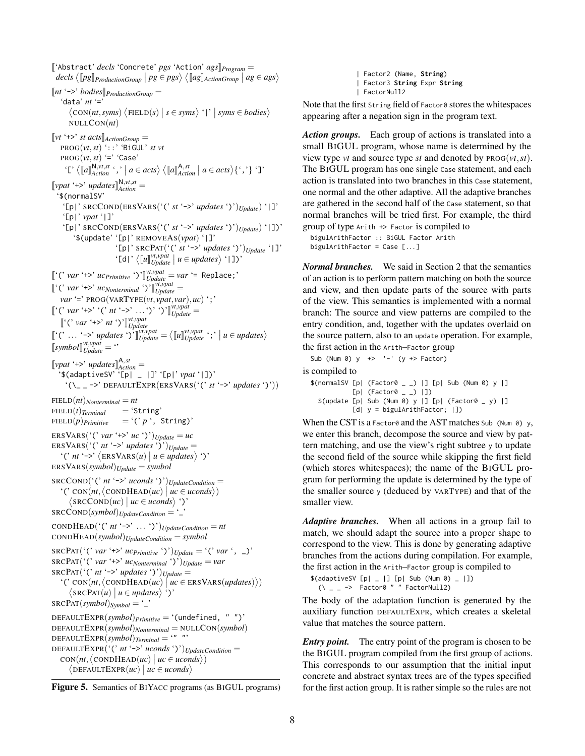$[\![$‘Abstract’ *decls* ‘Concrete’ *pgs* ‘Action’ *ags*$]\!]_{Program}$ =
*decls* $\langle [\![pg]\!]_{ProductionGroup} \mid pg \in pgs \rangle$ $\langle [\![ag]\!]_{ActionGroup} \mid ag \in ags \rangle$

$[\![$*nt* ‘->’ *bodies*$]\!]_{ProductionGroup}$ =
‘data’ *nt* ‘=’
$\langle \text{CON}(nt, syms) \langle \text{FIELD}(s) \mid s \in syms \rangle$ ‘|’ $\mid syms \in bodies \rangle$
$\text{NULLCON}(nt)$

$[\![$*vt* ‘+>’ *st acts*$]\!]_{ActionGroup}$ =
$\text{PROG}(vt, st)$ ‘::’ ‘BiGUL’ *st vt*
$\text{PROG}(vt, st)$ ‘=’ ‘Case’
‘[’ $\langle [\![a]\!]^{\mathsf{N},vt,st}_{Action}$ ‘,’ $\mid a \in acts \rangle$ $\langle [\![a]\!]^{\mathsf{A},st}_{Action} \mid a \in acts \rangle\{$‘,’$\}$ ‘]’

$[\![$*vpat* ‘+>’ *updates*$]\!]^{\mathsf{N},vt,st}_{Action}$ =
‘$(normalSV’
‘[p|’ $\text{SRCCOND}(\text{ERSVARS}($‘(’ *st* ‘->’ *updates* ‘)’$)_{Update})$ ‘|]’
‘[p|’ *vpat* ‘|]’
‘[p|’ $\text{SRCCOND}(\text{ERSVARS}($‘(’ *st* ‘->’ *updates* ‘)’$)_{Update})$ ‘|])’
‘$(update’ ‘[p|’ $\text{REMOVEAS}(vpat)$ ‘|]’
‘[p|’ $\text{SRCPAT}($‘(’ *st* ‘->’ *updates* ‘)’$)_{Update}$ ‘|]’
‘[d|’ $\langle [\![u]\!]^{vt,vpat}_{Update} \mid u \in updates \rangle$ ‘|])’

$[\![$‘(’ *var* ‘+>’ $uc_{Primitive}$ ‘)’$]\!]^{vt,vpat}_{Update}$ = *var* ‘= Replace;’

$[\![$‘(’ *var* ‘+>’ $uc_{Nonterminal}$ ‘)’$]\!]^{vt,vpat}_{Update}$ =
*var* ‘=’ $\text{PROG}(\text{VARTYPE}(vt, vpat, var), uc)$ ‘;’

$[\![$‘(’ *var* ‘+>’ ‘(’ *nt* ‘->’ ... ‘)’ ‘)’$]\!]^{vt,vpat}_{Update}$ =
$[\![$‘(’ *var* ‘+>’ *nt* ‘)’$]\!]^{vt,vpat}_{Update}$

$[\![$‘(’ ... ‘->’ *updates* ‘)’$]\!]^{vt,vpat}_{Update}$ = $\langle [\![u]\!]^{vt,vpat}_{Update}$ ‘;’ $\mid u \in updates \rangle$

$[\![symbol]\!]^{vt,vpat}_{Update}$ = ‘’

$[\![$*vpat* ‘+>’ *updates*$]\!]^{\mathsf{A},st}_{Action}$ =
‘$(adaptiveSV’ ‘[p| _ |]’ ‘[p|’ *vpat* ‘|])’
‘(\_ _ ->’ $\text{DEFAULTEXPR}(\text{ERSVARS}($‘(’ *st* ‘->’ *updates* ‘)’$))$

$\text{FIELD}(nt)_{Nonterminal} = nt$
$\text{FIELD}(t)_{Terminal}$ = ‘String’
$\text{FIELD}(p)_{Primitive}$ = ‘(’ *p* ‘, String)’

$\text{ERSVARS}($‘(’ *var* ‘+>’ *uc* ‘)’$)_{Update} = uc$
$\text{ERSVARS}($‘(’ *nt* ‘->’ *updates* ‘)’$)_{Update}$ =
‘(’ *nt* ‘->’ $\langle \text{ERSVARS}(u) \mid u \in updates \rangle$ ‘)’
$\text{ERSVARS}(symbol)_{Update} = symbol$

$\text{SRCCOND}($‘(’ *nt* ‘->’ *uconds* ‘)’$)_{UpdateCondition}$ =
‘(’ $\text{CON}(nt, \langle \text{CONDHEAD}(uc) \mid uc \in uconds \rangle)$
$\langle \text{SRCCOND}(uc) \mid uc \in uconds \rangle$ ‘)’
$\text{SRCCOND}(symbol)_{UpdateCondition}$ = ‘_’

$\text{CONDHEAD}($‘(’ *nt* ‘->’ ... ‘)’$)_{UpdateCondition} = nt$
$\text{CONDHEAD}(symbol)_{UpdateCondition} = symbol$

$\text{SRCPAT}($‘(’ *var* ‘+>’ $uc_{Primitive}$ ‘)’$)_{Update}$ = ‘(’ *var* ‘, _)’
$\text{SRCPAT}($‘(’ *var* ‘+>’ $uc_{Nonterminal}$ ‘)’$)_{Update} = var$
$\text{SRCPAT}($‘(’ *nt* ‘->’ *updates* ‘)’$)_{Update}$ =
‘(’ $\text{CON}(nt, \langle \text{CONDHEAD}(uc) \mid uc \in \text{ERSVARS}(updates) \rangle)$
$\langle \text{SRCPAT}(u) \mid u \in updates \rangle$ ‘)’
$\text{SRCPAT}(symbol)_{Symbol}$ = ‘_’

$\text{DEFAULTEXPR}(symbol)_{Primitive}$ = ‘(undefined, " ")’
$\text{DEFAULTEXPR}(symbol)_{Nonterminal} = \text{NULLCON}(symbol)$
$\text{DEFAULTEXPR}(symbol)_{Terminal}$ = ‘" "’
$\text{DEFAULTEXPR}($‘(’ *nt* ‘->’ *uconds* ‘)’$)_{UpdateCondition}$ =
$\text{CON}(nt, \langle \text{CONDHEAD}(uc) \mid uc \in uconds \rangle)$
$\langle \text{DEFAULTEXPR}(uc) \mid uc \in uconds \rangle$

**Figure 5.** Semantics of BiYacc programs (as BiGUL programs)

```
  | Factor2 (Name, String)
  | Factor3 String Expr String
  | FactorNull2
```

Note that the first `String` field of `Factor0` stores the whitespaces appearing after a negation sign in the program text.

***Action groups.*** Each group of actions is translated into a small BiGUL program, whose name is determined by the view type *vt* and source type *st* and denoted by $\text{PROG}(vt, st)$. The BiGUL program has one single `Case` statement, and each action is translated into two branches in this `Case` statement, one normal and the other adaptive. All the adaptive branches are gathered in the second half of the `Case` statement, so that normal branches will be tried first. For example, the third group of type `Arith +> Factor` is compiled to

```
bigulArithFactor :: BiGUL Factor Arith
bigulArithFactor = Case [...]
```

***Normal branches.*** We said in Section 2 that the semantics of an action is to perform pattern matching on both the source and view, and then update parts of the source with parts of the view. This semantics is implemented with a normal branch: The source and view patterns are compiled to the entry condition, and, together with the updates overlaid on the source pattern, also to an `update` operation. For example, the first action in the `Arith–Factor` group

```
Sub (Num 0) y  +>  '-' (y +> Factor)
```

is compiled to

```
$(normalSV [p| (Factor0 _ _) |] [p| Sub (Num 0) y |]
           [p| (Factor0 _ _) |])
  $(update [p| Sub (Num 0) y |] [p| (Factor0 _ y) |]
           [d| y = bigulArithFactor; |])
```

When the CST is a `Factor0` and the AST matches `Sub (Num 0) y`, we enter this branch, decompose the source and view by pattern matching, and use the view's right subtree `y` to update the second field of the source while skipping the first field (which stores whitespaces); the name of the BiGUL program for performing the update is determined by the type of the smaller source `y` (deduced by VARTYPE) and that of the smaller view.

***Adaptive branches.*** When all actions in a group fail to match, we should adapt the source into a proper shape to correspond to the view. This is done by generating adaptive branches from the actions during compilation. For example, the first action in the `Arith–Factor` group is compiled to

```
$(adaptiveSV [p| _ |] [p| Sub (Num 0) _ |])
  (\ _ _ ->  Factor0 " " FactorNull2)
```

The body of the adaptation function is generated by the auxiliary function DEFAULTEXPR, which creates a skeletal value that matches the source pattern.

***Entry point.*** The entry point of the program is chosen to be the BiGUL program compiled from the first group of actions. This corresponds to our assumption that the initial input concrete and abstract syntax trees are of the types specified for the first action group. It is rather simple so the rules are not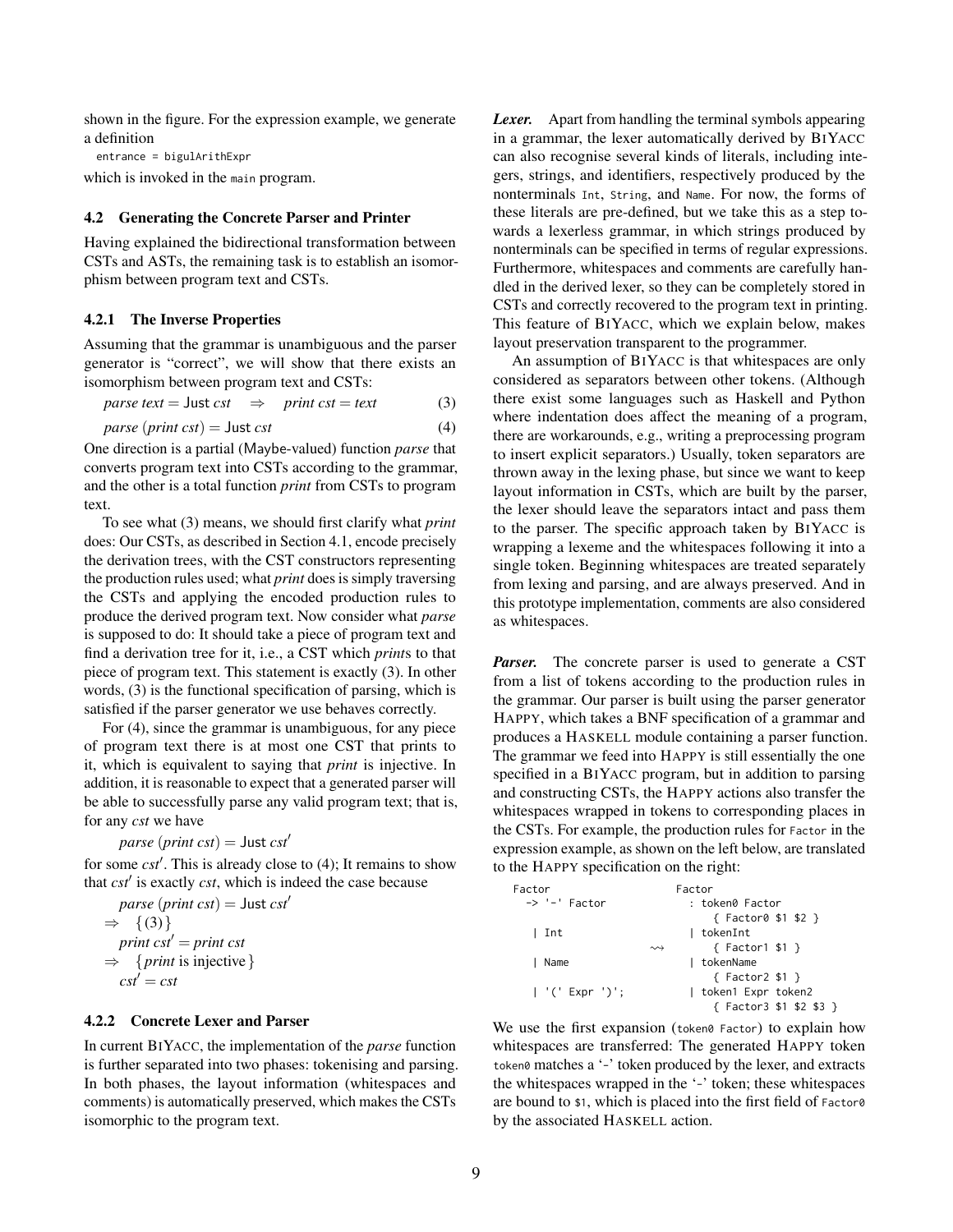shown in the figure. For the expression example, we generate a definition

```
entrance = bigulArithExpr
```

which is invoked in the `main` program.

### 4.2 Generating the Concrete Parser and Printer

Having explained the bidirectional transformation between CSTs and ASTs, the remaining task is to establish an isomorphism between program text and CSTs.

#### 4.2.1 The Inverse Properties

Assuming that the grammar is unambiguous and the parser generator is "correct", we will show that there exists an isomorphism between program text and CSTs:

$$\textit{parse text} = \mathsf{Just}\ \textit{cst} \quad \Rightarrow \quad \textit{print cst} = \textit{text} \tag{3}$$

$$\textit{parse}\ (\textit{print cst}) = \mathsf{Just}\ \textit{cst} \tag{4}$$

One direction is a partial (Maybe-valued) function *parse* that converts program text into CSTs according to the grammar, and the other is a total function *print* from CSTs to program text.

To see what (3) means, we should first clarify what *print* does: Our CSTs, as described in Section 4.1, encode precisely the derivation trees, with the CST constructors representing the production rules used; what *print* does is simply traversing the CSTs and applying the encoded production rules to produce the derived program text. Now consider what *parse* is supposed to do: It should take a piece of program text and find a derivation tree for it, i.e., a CST which *print*s to that piece of program text. This statement is exactly (3). In other words, (3) is the functional specification of parsing, which is satisfied if the parser generator we use behaves correctly.

For (4), since the grammar is unambiguous, for any piece of program text there is at most one CST that prints to it, which is equivalent to saying that *print* is injective. In addition, it is reasonable to expect that a generated parser will be able to successfully parse any valid program text; that is, for any *cst* we have

$$\textit{parse}\ (\textit{print cst}) = \mathsf{Just}\ \textit{cst}'$$

for some $\textit{cst}'$. This is already close to (4); It remains to show that $\textit{cst}'$ is exactly *cst*, which is indeed the case because

$$\begin{aligned}
&\textit{parse}\ (\textit{print cst}) = \mathsf{Just}\ \textit{cst}' \\
\Rightarrow\quad &\{(3)\} \\
&\textit{print cst}' = \textit{print cst} \\
\Rightarrow\quad &\{\textit{print}\ \text{is injective}\} \\
&\textit{cst}' = \textit{cst}
\end{aligned}$$

#### 4.2.2 Concrete Lexer and Parser

In current BiYacc, the implementation of the *parse* function is further separated into two phases: tokenising and parsing. In both phases, the layout information (whitespaces and comments) is automatically preserved, which makes the CSTs isomorphic to the program text.

***Lexer.*** Apart from handling the terminal symbols appearing in a grammar, the lexer automatically derived by BiYacc can also recognise several kinds of literals, including integers, strings, and identifiers, respectively produced by the nonterminals `Int`, `String`, and `Name`. For now, the forms of these literals are pre-defined, but we take this as a step towards a lexerless grammar, in which strings produced by nonterminals can be specified in terms of regular expressions. Furthermore, whitespaces and comments are carefully handled in the derived lexer, so they can be completely stored in CSTs and correctly recovered to the program text in printing. This feature of BiYacc, which we explain below, makes layout preservation transparent to the programmer.

An assumption of BiYacc is that whitespaces are only considered as separators between other tokens. (Although there exist some languages such as Haskell and Python where indentation does affect the meaning of a program, there are workarounds, e.g., writing a preprocessing program to insert explicit separators.) Usually, token separators are thrown away in the lexing phase, but since we want to keep layout information in CSTs, which are built by the parser, the lexer should leave the separators intact and pass them to the parser. The specific approach taken by BiYacc is wrapping a lexeme and the whitespaces following it into a single token. Beginning whitespaces are treated separately from lexing and parsing, and are always preserved. And in this prototype implementation, comments are also considered as whitespaces.

***Parser.*** The concrete parser is used to generate a CST from a list of tokens according to the production rules in the grammar. Our parser is built using the parser generator Happy, which takes a BNF specification of a grammar and produces a Haskell module containing a parser function. The grammar we feed into Happy is still essentially the one specified in a BiYacc program, but in addition to parsing and constructing CSTs, the Happy actions also transfer the whitespaces wrapped in tokens to corresponding places in the CSTs. For example, the production rules for `Factor` in the expression example, as shown on the left below, are translated to the Happy specification on the right:

```
Factor                     Factor
  -> '-' Factor              : token0 Factor
                                 { Factor0 $1 $2 }
   | Int                     | tokenInt
                     ⇝           { Factor1 $1 }
   | Name                    | tokenName
                                 { Factor2 $1 }
   | '(' Expr ')';           | token1 Expr token2
                                 { Factor3 $1 $2 $3 }
```

We use the first expansion (`token0 Factor`) to explain how whitespaces are transferred: The generated Happy token `token0` matches a '`-`' token produced by the lexer, and extracts the whitespaces wrapped in the '`-`' token; these whitespaces are bound to `$1`, which is placed into the first field of `Factor0` by the associated Haskell action.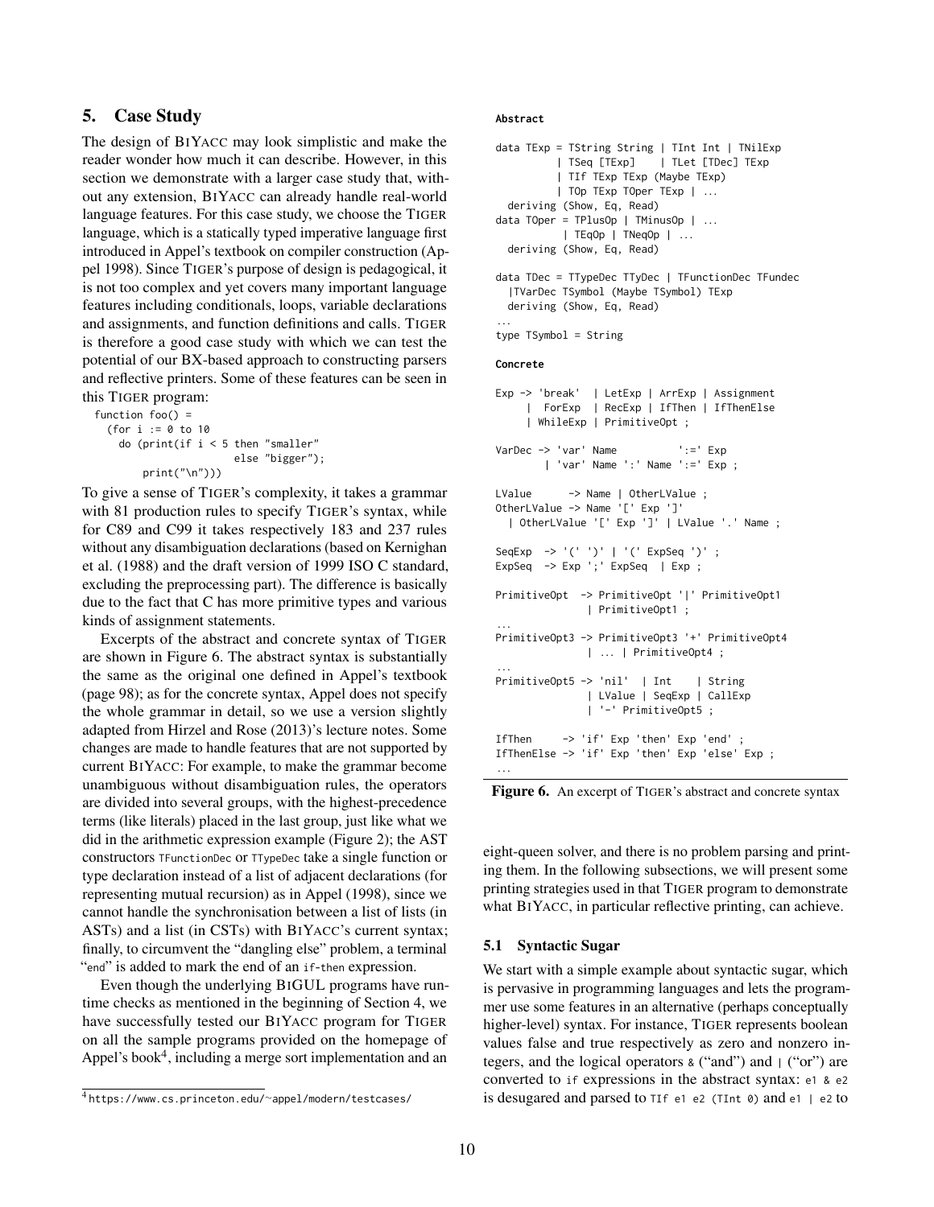## 5. Case Study

The design of BiYacc may look simplistic and make the reader wonder how much it can describe. However, in this section we demonstrate with a larger case study that, without any extension, BiYacc can already handle real-world language features. For this case study, we choose the Tiger language, which is a statically typed imperative language first introduced in Appel's textbook on compiler construction (Appel 1998). Since Tiger's purpose of design is pedagogical, it is not too complex and yet covers many important language features including conditionals, loops, variable declarations and assignments, and function definitions and calls. Tiger is therefore a good case study with which we can test the potential of our BX-based approach to constructing parsers and reflective printers. Some of these features can be seen in this Tiger program:

```
function foo() =
  (for i := 0 to 10
    do (print(if i < 5 then "smaller"
                       else "bigger");
        print("\n")))
```

To give a sense of Tiger's complexity, it takes a grammar with 81 production rules to specify Tiger's syntax, while for C89 and C99 it takes respectively 183 and 237 rules without any disambiguation declarations (based on Kernighan et al. (1988) and the draft version of 1999 ISO C standard, excluding the preprocessing part). The difference is basically due to the fact that C has more primitive types and various kinds of assignment statements.

Excerpts of the abstract and concrete syntax of Tiger are shown in Figure 6. The abstract syntax is substantially the same as the original one defined in Appel's textbook (page 98); as for the concrete syntax, Appel does not specify the whole grammar in detail, so we use a version slightly adapted from Hirzel and Rose (2013)'s lecture notes. Some changes are made to handle features that are not supported by current BiYacc: For example, to make the grammar become unambiguous without disambiguation rules, the operators are divided into several groups, with the highest-precedence terms (like literals) placed in the last group, just like what we did in the arithmetic expression example (Figure 2); the AST constructors `TFunctionDec` or `TTypeDec` take a single function or type declaration instead of a list of adjacent declarations (for representing mutual recursion) as in Appel (1998), since we cannot handle the synchronisation between a list of lists (in ASTs) and a list (in CSTs) with BiYacc's current syntax; finally, to circumvent the "dangling else" problem, a terminal "`end`" is added to mark the end of an `if-then` expression.

Even though the underlying BiGUL programs have runtime checks as mentioned in the beginning of Section 4, we have successfully tested our BiYacc program for Tiger on all the sample programs provided on the homepage of Appel's book[4], including a merge sort implementation and an eight-queen solver, and there is no problem parsing and printing them. In the following subsections, we will present some printing strategies used in that Tiger program to demonstrate what BiYacc, in particular reflective printing, can achieve.

[4] https://www.cs.princeton.edu/~appel/modern/testcases/

**Abstract**

```
data TExp = TString String | TInt Int | TNilExp
          | TSeq [TExp]    | TLet [TDec] TExp
          | TIf TExp TExp (Maybe TExp)
          | TOp TExp TOper TExp | ...
  deriving (Show, Eq, Read)
data TOper = TPlusOp | TMinusOp | ...
           | TEqOp | TNeqOp | ...
  deriving (Show, Eq, Read)

data TDec = TTypeDec TTyDec | TFunctionDec TFundec
  |TVarDec TSymbol (Maybe TSymbol) TExp
  deriving (Show, Eq, Read)
...
type TSymbol = String
```

**Concrete**

```
Exp -> 'break'  | LetExp | ArrExp | Assignment
     |  ForExp  | RecExp | IfThen | IfThenElse
     | WhileExp | PrimitiveOpt ;

VarDec -> 'var' Name          ':=' Exp
        | 'var' Name ':' Name ':=' Exp ;

LValue      -> Name | OtherLValue ;
OtherLValue -> Name '[' Exp ']'
  | OtherLValue '[' Exp ']' | LValue '.' Name ;

SeqExp  -> '(' ')' | '(' ExpSeq ')' ;
ExpSeq  -> Exp ';' ExpSeq  | Exp ;

PrimitiveOpt  -> PrimitiveOpt '|' PrimitiveOpt1
               | PrimitiveOpt1 ;
...
PrimitiveOpt3 -> PrimitiveOpt3 '+' PrimitiveOpt4
               | ... | PrimitiveOpt4 ;
...
PrimitiveOpt5 -> 'nil'  | Int    | String
               | LValue | SeqExp | CallExp
               | '-' PrimitiveOpt5 ;

IfThen     -> 'if' Exp 'then' Exp 'end' ;
IfThenElse -> 'if' Exp 'then' Exp 'else' Exp ;
...
```

**Figure 6.** An excerpt of Tiger's abstract and concrete syntax

### 5.1 Syntactic Sugar

We start with a simple example about syntactic sugar, which is pervasive in programming languages and lets the programmer use some features in an alternative (perhaps conceptually higher-level) syntax. For instance, Tiger represents boolean values false and true respectively as zero and nonzero integers, and the logical operators `&` ("and") and `|` ("or") are converted to `if` expressions in the abstract syntax: `e1 & e2` is desugared and parsed to `TIf e1 e2 (TInt 0)` and `e1 | e2` to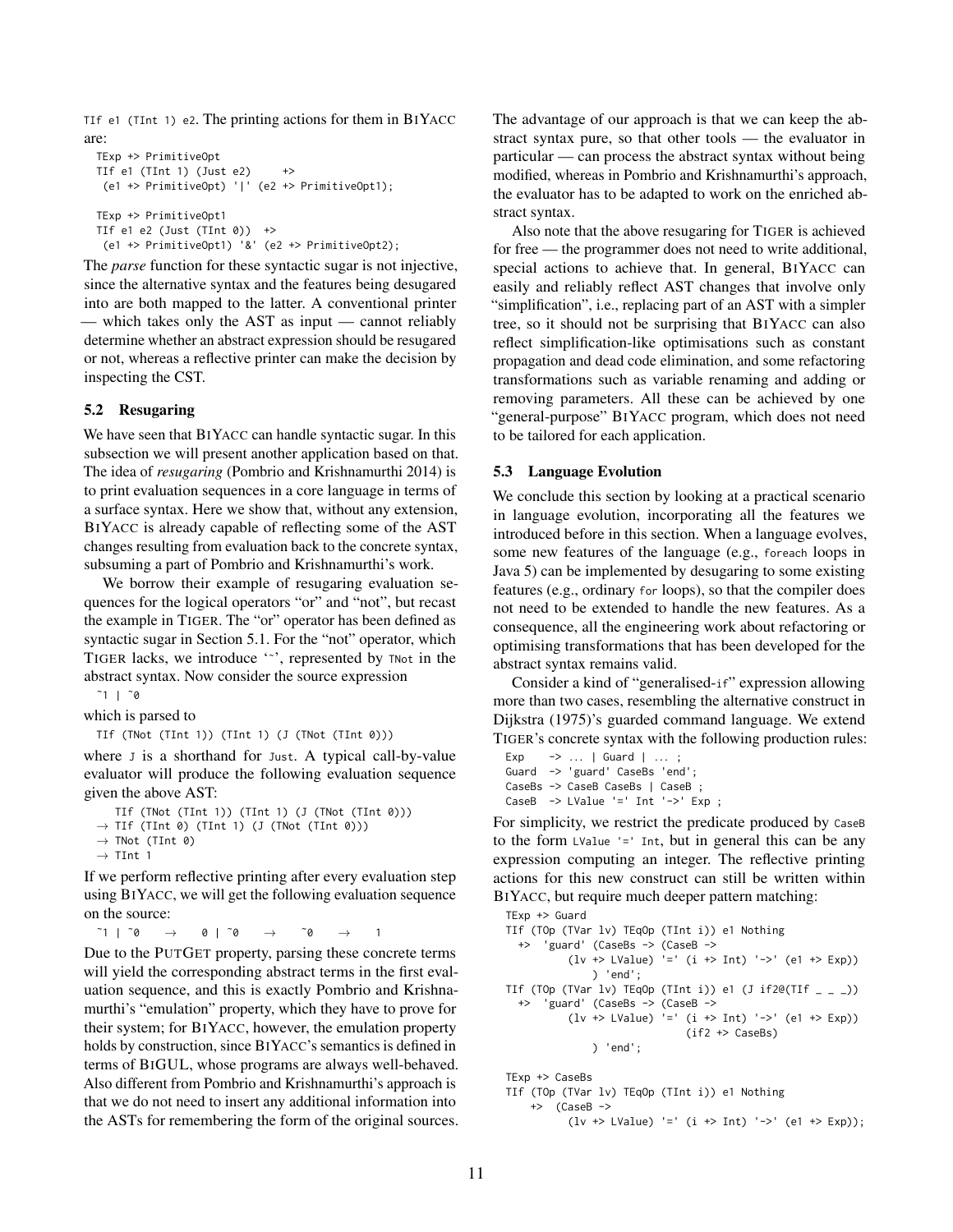`TIf e1 (TInt 1) e2`. The printing actions for them in BiYacc are:

```
TExp +> PrimitiveOpt
TIf e1 (TInt 1) (Just e2)     +>
  (e1 +> PrimitiveOpt) '|' (e2 +> PrimitiveOpt1);

TExp +> PrimitiveOpt1
TIf e1 e2 (Just (TInt 0))  +>
  (e1 +> PrimitiveOpt1) '&' (e2 +> PrimitiveOpt2);
```

The *parse* function for these syntactic sugar is not injective, since the alternative syntax and the features being desugared into are both mapped to the latter. A conventional printer — which takes only the AST as input — cannot reliably determine whether an abstract expression should be resugared or not, whereas a reflective printer can make the decision by inspecting the CST.

### 5.2 Resugaring

We have seen that BiYacc can handle syntactic sugar. In this subsection we will present another application based on that. The idea of *resugaring* (Pombrio and Krishnamurthi 2014) is to print evaluation sequences in a core language in terms of a surface syntax. Here we show that, without any extension, BiYacc is already capable of reflecting some of the AST changes resulting from evaluation back to the concrete syntax, subsuming a part of Pombrio and Krishnamurthi's work.

We borrow their example of resugaring evaluation sequences for the logical operators "or" and "not", but recast the example in Tiger. The "or" operator has been defined as syntactic sugar in Section 5.1. For the "not" operator, which Tiger lacks, we introduce '~', represented by `TNot` in the abstract syntax. Now consider the source expression

```
~1 | ~0
```

which is parsed to

```
TIf (TNot (TInt 1)) (TInt 1) (J (TNot (TInt 0)))
```

where `J` is a shorthand for `Just`. A typical call-by-value evaluator will produce the following evaluation sequence given the above AST:

```
  TIf (TNot (TInt 1)) (TInt 1) (J (TNot (TInt 0)))
→ TIf (TInt 0) (TInt 1) (J (TNot (TInt 0)))
→ TNot (TInt 0)
→ TInt 1
```

If we perform reflective printing after every evaluation step using BiYacc, we will get the following evaluation sequence on the source:

```
~1 | ~0    →    0 | ~0    →    ~0    →    1
```

Due to the PutGet property, parsing these concrete terms will yield the corresponding abstract terms in the first evaluation sequence, and this is exactly Pombrio and Krishnamurthi's "emulation" property, which they have to prove for their system; for BiYacc, however, the emulation property holds by construction, since BiYacc's semantics is defined in terms of BiGUL, whose programs are always well-behaved. Also different from Pombrio and Krishnamurthi's approach is that we do not need to insert any additional information into the ASTs for remembering the form of the original sources. The advantage of our approach is that we can keep the abstract syntax pure, so that other tools — the evaluator in particular — can process the abstract syntax without being modified, whereas in Pombrio and Krishnamurthi's approach, the evaluator has to be adapted to work on the enriched abstract syntax.

Also note that the above resugaring for Tiger is achieved for free — the programmer does not need to write additional, special actions to achieve that. In general, BiYacc can easily and reliably reflect AST changes that involve only "simplification", i.e., replacing part of an AST with a simpler tree, so it should not be surprising that BiYacc can also reflect simplification-like optimisations such as constant propagation and dead code elimination, and some refactoring transformations such as variable renaming and adding or removing parameters. All these can be achieved by one "general-purpose" BiYacc program, which does not need to be tailored for each application.

### 5.3 Language Evolution

We conclude this section by looking at a practical scenario in language evolution, incorporating all the features we introduced before in this section. When a language evolves, some new features of the language (e.g., `foreach` loops in Java 5) can be implemented by desugaring to some existing features (e.g., ordinary `for` loops), so that the compiler does not need to be extended to handle the new features. As a consequence, all the engineering work about refactoring or optimising transformations that has been developed for the abstract syntax remains valid.

Consider a kind of "generalised-`if`" expression allowing more than two cases, resembling the alternative construct in Dijkstra (1975)'s guarded command language. We extend Tiger's concrete syntax with the following production rules:

```
Exp    -> ... | Guard | ... ;
Guard  -> 'guard' CaseBs 'end';
CaseBs -> CaseB CaseBs | CaseB ;
CaseB  -> LValue '=' Int '->' Exp ;
```

For simplicity, we restrict the predicate produced by `CaseB` to the form `LValue '=' Int`, but in general this can be any expression computing an integer. The reflective printing actions for this new construct can still be written within BiYacc, but require much deeper pattern matching:

```
TExp +> Guard
TIf (TOp (TVar lv) TEqOp (TInt i)) e1 Nothing
  +>  'guard' (CaseBs -> (CaseB ->
         (lv +> LValue) '=' (i +> Int) '->' (e1 +> Exp))
            ) 'end';
TIf (TOp (TVar lv) TEqOp (TInt i)) e1 (J if2@(TIf _ _ _))
  +>  'guard' (CaseBs -> (CaseB ->
         (lv +> LValue) '=' (i +> Int) '->' (e1 +> Exp))
                         (if2 +> CaseBs)
            ) 'end';

TExp +> CaseBs
TIf (TOp (TVar lv) TEqOp (TInt i)) e1 Nothing
    +>  (CaseB ->
         (lv +> LValue) '=' (i +> Int) '->' (e1 +> Exp));
```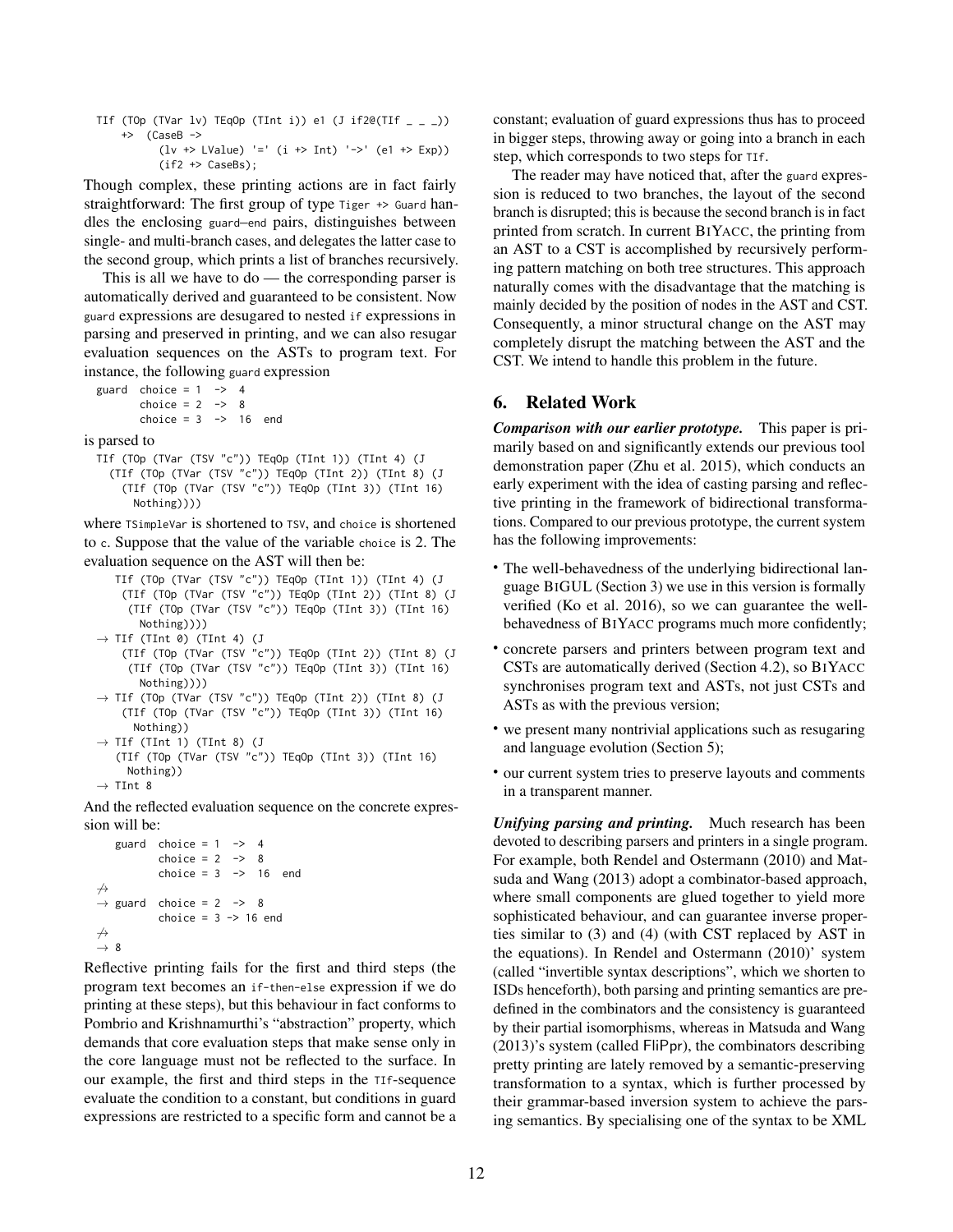```
TIf (TOp (TVar lv) TEqOp (TInt i)) e1 (J if2@(TIf _ _ _))
    +>  (CaseB ->
           (lv +> LValue) '=' (i +> Int) '->' (e1 +> Exp))
           (if2 +> CaseBs);
```

Though complex, these printing actions are in fact fairly straightforward: The first group of type `Tiger +> Guard` handles the enclosing `guard`–`end` pairs, distinguishes between single- and multi-branch cases, and delegates the latter case to the second group, which prints a list of branches recursively.

This is all we have to do — the corresponding parser is automatically derived and guaranteed to be consistent. Now `guard` expressions are desugared to nested `if` expressions in parsing and preserved in printing, and we can also resugar evaluation sequences on the ASTs to program text. For instance, the following `guard` expression

```
guard  choice = 1  ->  4
       choice = 2  ->  8
       choice = 3  ->  16  end
```

is parsed to

```
TIf (TOp (TVar (TSV "c")) TEqOp (TInt 1)) (TInt 4) (J
  (TIf (TOp (TVar (TSV "c")) TEqOp (TInt 2)) (TInt 8) (J
    (TIf (TOp (TVar (TSV "c")) TEqOp (TInt 3)) (TInt 16)
      Nothing))))
```

where `TSimpleVar` is shortened to `TSV`, and `choice` is shortened to `c`. Suppose that the value of the variable `choice` is 2. The evaluation sequence on the AST will then be:

```
   TIf (TOp (TVar (TSV "c")) TEqOp (TInt 1)) (TInt 4) (J
    (TIf (TOp (TVar (TSV "c")) TEqOp (TInt 2)) (TInt 8) (J
     (TIf (TOp (TVar (TSV "c")) TEqOp (TInt 3)) (TInt 16)
       Nothing))))
→ TIf (TInt 0) (TInt 4) (J
    (TIf (TOp (TVar (TSV "c")) TEqOp (TInt 2)) (TInt 8) (J
     (TIf (TOp (TVar (TSV "c")) TEqOp (TInt 3)) (TInt 16)
       Nothing))))
→ TIf (TOp (TVar (TSV "c")) TEqOp (TInt 2)) (TInt 8) (J
    (TIf (TOp (TVar (TSV "c")) TEqOp (TInt 3)) (TInt 16)
      Nothing))
→ TIf (TInt 1) (TInt 8) (J
   (TIf (TOp (TVar (TSV "c")) TEqOp (TInt 3)) (TInt 16)
     Nothing))
→ TInt 8
```

And the reflected evaluation sequence on the concrete expression will be:

```
   guard  choice = 1  ->  4
          choice = 2  ->  8
          choice = 3  ->  16  end
↛
→ guard  choice = 2  ->  8
         choice = 3 -> 16 end
↛
→ 8
```

Reflective printing fails for the first and third steps (the program text becomes an `if-then-else` expression if we do printing at these steps), but this behaviour in fact conforms to Pombrio and Krishnamurthi's "abstraction" property, which demands that core evaluation steps that make sense only in the core language must not be reflected to the surface. In our example, the first and third steps in the `TIf`-sequence evaluate the condition to a constant, but conditions in guard expressions are restricted to a specific form and cannot be a constant; evaluation of guard expressions thus has to proceed in bigger steps, throwing away or going into a branch in each step, which corresponds to two steps for `TIf`.

The reader may have noticed that, after the `guard` expression is reduced to two branches, the layout of the second branch is disrupted; this is because the second branch is in fact printed from scratch. In current BiYacc, the printing from an AST to a CST is accomplished by recursively performing pattern matching on both tree structures. This approach naturally comes with the disadvantage that the matching is mainly decided by the position of nodes in the AST and CST. Consequently, a minor structural change on the AST may completely disrupt the matching between the AST and the CST. We intend to handle this problem in the future.

## 6. Related Work

***Comparison with our earlier prototype.*** This paper is primarily based on and significantly extends our previous tool demonstration paper (Zhu et al. 2015), which conducts an early experiment with the idea of casting parsing and reflective printing in the framework of bidirectional transformations. Compared to our previous prototype, the current system has the following improvements:

- The well-behavedness of the underlying bidirectional language BiGUL (Section 3) we use in this version is formally verified (Ko et al. 2016), so we can guarantee the well-behavedness of BiYacc programs much more confidently;
- concrete parsers and printers between program text and CSTs are automatically derived (Section 4.2), so BiYacc synchronises program text and ASTs, not just CSTs and ASTs as with the previous version;
- we present many nontrivial applications such as resugaring and language evolution (Section 5);
- our current system tries to preserve layouts and comments in a transparent manner.

***Unifying parsing and printing.*** Much research has been devoted to describing parsers and printers in a single program. For example, both Rendel and Ostermann (2010) and Matsuda and Wang (2013) adopt a combinator-based approach, where small components are glued together to yield more sophisticated behaviour, and can guarantee inverse properties similar to (3) and (4) (with CST replaced by AST in the equations). In Rendel and Ostermann (2010)' system (called "invertible syntax descriptions", which we shorten to ISDs henceforth), both parsing and printing semantics are predefined in the combinators and the consistency is guaranteed by their partial isomorphisms, whereas in Matsuda and Wang (2013)'s system (called FliPpr), the combinators describing pretty printing are lately removed by a semantic-preserving transformation to a syntax, which is further processed by their grammar-based inversion system to achieve the parsing semantics. By specialising one of the syntax to be XML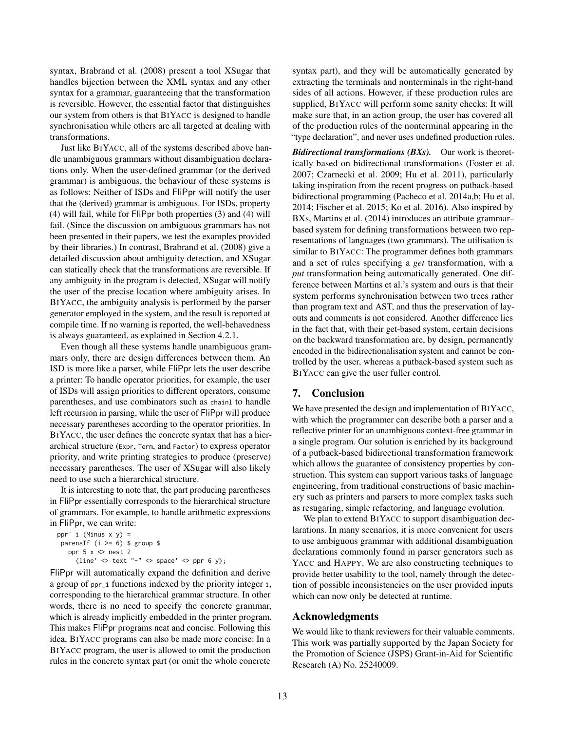syntax, Brabrand et al. (2008) present a tool XSugar that handles bijection between the XML syntax and any other syntax for a grammar, guaranteeing that the transformation is reversible. However, the essential factor that distinguishes our system from others is that BiYacc is designed to handle synchronisation while others are all targeted at dealing with transformations.

Just like BiYacc, all of the systems described above handle unambiguous grammars without disambiguation declarations only. When the user-defined grammar (or the derived grammar) is ambiguous, the behaviour of these systems is as follows: Neither of ISDs and FliPpr will notify the user that the (derived) grammar is ambiguous. For ISDs, property (4) will fail, while for FliPpr both properties (3) and (4) will fail. (Since the discussion on ambiguous grammars has not been presented in their papers, we test the examples provided by their libraries.) In contrast, Brabrand et al. (2008) give a detailed discussion about ambiguity detection, and XSugar can statically check that the transformations are reversible. If any ambiguity in the program is detected, XSugar will notify the user of the precise location where ambiguity arises. In BiYacc, the ambiguity analysis is performed by the parser generator employed in the system, and the result is reported at compile time. If no warning is reported, the well-behavedness is always guaranteed, as explained in Section 4.2.1.

Even though all these systems handle unambiguous grammars only, there are design differences between them. An ISD is more like a parser, while FliPpr lets the user describe a printer: To handle operator priorities, for example, the user of ISDs will assign priorities to different operators, consume parentheses, and use combinators such as `chainl` to handle left recursion in parsing, while the user of FliPpr will produce necessary parentheses according to the operator priorities. In BiYacc, the user defines the concrete syntax that has a hierarchical structure (`Expr`, `Term`, and `Factor`) to express operator priority, and write printing strategies to produce (preserve) necessary parentheses. The user of XSugar will also likely need to use such a hierarchical structure.

It is interesting to note that, the part producing parentheses in FliPpr essentially corresponds to the hierarchical structure of grammars. For example, to handle arithmetic expressions in FliPpr, we can write:

```
ppr' i (Minus x y) =
  parensIf (i >= 6) $ group $
    ppr 5 x <> nest 2
      (line' <> text "-" <> space' <> ppr 6 y);
```

FliPpr will automatically expand the definition and derive a group of `ppr_i` functions indexed by the priority integer `i`, corresponding to the hierarchical grammar structure. In other words, there is no need to specify the concrete grammar, which is already implicitly embedded in the printer program. This makes FliPpr programs neat and concise. Following this idea, BiYacc programs can also be made more concise: In a BiYacc program, the user is allowed to omit the production rules in the concrete syntax part (or omit the whole concrete syntax part), and they will be automatically generated by extracting the terminals and nonterminals in the right-hand sides of all actions. However, if these production rules are supplied, BiYacc will perform some sanity checks: It will make sure that, in an action group, the user has covered all of the production rules of the nonterminal appearing in the "type declaration", and never uses undefined production rules.

***Bidirectional transformations (BXs).*** Our work is theoretically based on bidirectional transformations (Foster et al. 2007; Czarnecki et al. 2009; Hu et al. 2011), particularly taking inspiration from the recent progress on putback-based bidirectional programming (Pacheco et al. 2014a,b; Hu et al. 2014; Fischer et al. 2015; Ko et al. 2016). Also inspired by BXs, Martins et al. (2014) introduces an attribute grammar–based system for defining transformations between two representations of languages (two grammars). The utilisation is similar to BiYacc: The programmer defines both grammars and a set of rules specifying a *get* transformation, with a *put* transformation being automatically generated. One difference between Martins et al.'s system and ours is that their system performs synchronisation between two trees rather than program text and AST, and thus the preservation of layouts and comments is not considered. Another difference lies in the fact that, with their get-based system, certain decisions on the backward transformation are, by design, permanently encoded in the bidirectionalisation system and cannot be controlled by the user, whereas a putback-based system such as BiYacc can give the user fuller control.

## 7. Conclusion

We have presented the design and implementation of BiYacc, with which the programmer can describe both a parser and a reflective printer for an unambiguous context-free grammar in a single program. Our solution is enriched by its background of a putback-based bidirectional transformation framework which allows the guarantee of consistency properties by construction. This system can support various tasks of language engineering, from traditional constructions of basic machinery such as printers and parsers to more complex tasks such as resugaring, simple refactoring, and language evolution.

We plan to extend BiYacc to support disambiguation declarations. In many scenarios, it is more convenient for users to use ambiguous grammar with additional disambiguation declarations commonly found in parser generators such as Yacc and Happy. We are also constructing techniques to provide better usability to the tool, namely through the detection of possible inconsistencies on the user provided inputs which can now only be detected at runtime.

## Acknowledgments

We would like to thank reviewers for their valuable comments. This work was partially supported by the Japan Society for the Promotion of Science (JSPS) Grant-in-Aid for Scientific Research (A) No. 25240009.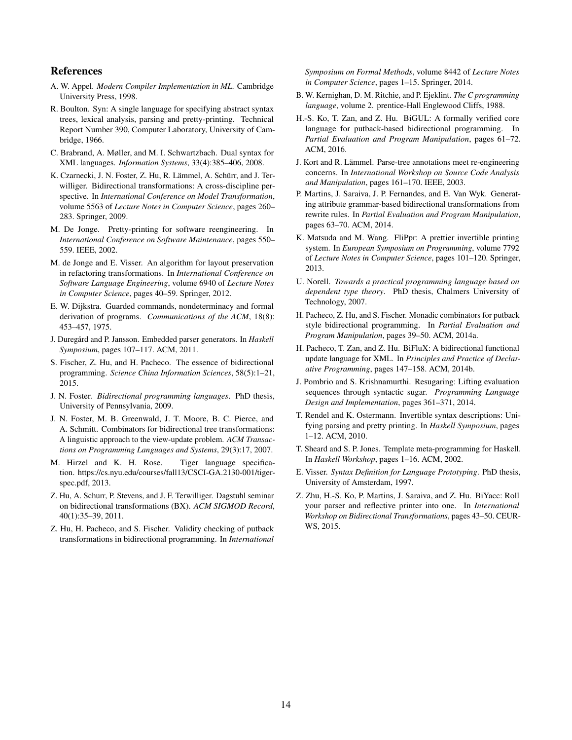## References

A. W. Appel. *Modern Compiler Implementation in ML*. Cambridge University Press, 1998.

R. Boulton. Syn: A single language for specifying abstract syntax trees, lexical analysis, parsing and pretty-printing. Technical Report Number 390, Computer Laboratory, University of Cambridge, 1966.

C. Brabrand, A. Møller, and M. I. Schwartzbach. Dual syntax for XML languages. *Information Systems*, 33(4):385–406, 2008.

K. Czarnecki, J. N. Foster, Z. Hu, R. Lämmel, A. Schürr, and J. Terwilliger. Bidirectional transformations: A cross-discipline perspective. In *International Conference on Model Transformation*, volume 5563 of *Lecture Notes in Computer Science*, pages 260–283. Springer, 2009.

M. De Jonge. Pretty-printing for software reengineering. In *International Conference on Software Maintenance*, pages 550–559. IEEE, 2002.

M. de Jonge and E. Visser. An algorithm for layout preservation in refactoring transformations. In *International Conference on Software Language Engineering*, volume 6940 of *Lecture Notes in Computer Science*, pages 40–59. Springer, 2012.

E. W. Dijkstra. Guarded commands, nondeterminacy and formal derivation of programs. *Communications of the ACM*, 18(8): 453–457, 1975.

J. Duregård and P. Jansson. Embedded parser generators. In *Haskell Symposium*, pages 107–117. ACM, 2011.

S. Fischer, Z. Hu, and H. Pacheco. The essence of bidirectional programming. *Science China Information Sciences*, 58(5):1–21, 2015.

J. N. Foster. *Bidirectional programming languages*. PhD thesis, University of Pennsylvania, 2009.

J. N. Foster, M. B. Greenwald, J. T. Moore, B. C. Pierce, and A. Schmitt. Combinators for bidirectional tree transformations: A linguistic approach to the view-update problem. *ACM Transactions on Programming Languages and Systems*, 29(3):17, 2007.

M. Hirzel and K. H. Rose. Tiger language specification. https://cs.nyu.edu/courses/fall13/CSCI-GA.2130-001/tiger-spec.pdf, 2013.

Z. Hu, A. Schurr, P. Stevens, and J. F. Terwilliger. Dagstuhl seminar on bidirectional transformations (BX). *ACM SIGMOD Record*, 40(1):35–39, 2011.

Z. Hu, H. Pacheco, and S. Fischer. Validity checking of putback transformations in bidirectional programming. In *International Symposium on Formal Methods*, volume 8442 of *Lecture Notes in Computer Science*, pages 1–15. Springer, 2014.

B. W. Kernighan, D. M. Ritchie, and P. Ejeklint. *The C programming language*, volume 2. prentice-Hall Englewood Cliffs, 1988.

H.-S. Ko, T. Zan, and Z. Hu. BiGUL: A formally verified core language for putback-based bidirectional programming. In *Partial Evaluation and Program Manipulation*, pages 61–72. ACM, 2016.

J. Kort and R. Lämmel. Parse-tree annotations meet re-engineering concerns. In *International Workshop on Source Code Analysis and Manipulation*, pages 161–170. IEEE, 2003.

P. Martins, J. Saraiva, J. P. Fernandes, and E. Van Wyk. Generating attribute grammar-based bidirectional transformations from rewrite rules. In *Partial Evaluation and Program Manipulation*, pages 63–70. ACM, 2014.

K. Matsuda and M. Wang. FliPpr: A prettier invertible printing system. In *European Symposium on Programming*, volume 7792 of *Lecture Notes in Computer Science*, pages 101–120. Springer, 2013.

U. Norell. *Towards a practical programming language based on dependent type theory*. PhD thesis, Chalmers University of Technology, 2007.

H. Pacheco, Z. Hu, and S. Fischer. Monadic combinators for putback style bidirectional programming. In *Partial Evaluation and Program Manipulation*, pages 39–50. ACM, 2014a.

H. Pacheco, T. Zan, and Z. Hu. BiFluX: A bidirectional functional update language for XML. In *Principles and Practice of Declarative Programming*, pages 147–158. ACM, 2014b.

J. Pombrio and S. Krishnamurthi. Resugaring: Lifting evaluation sequences through syntactic sugar. *Programming Language Design and Implementation*, pages 361–371, 2014.

T. Rendel and K. Ostermann. Invertible syntax descriptions: Unifying parsing and pretty printing. In *Haskell Symposium*, pages 1–12. ACM, 2010.

T. Sheard and S. P. Jones. Template meta-programming for Haskell. In *Haskell Workshop*, pages 1–16. ACM, 2002.

E. Visser. *Syntax Definition for Language Prototyping*. PhD thesis, University of Amsterdam, 1997.

Z. Zhu, H.-S. Ko, P. Martins, J. Saraiva, and Z. Hu. BiYacc: Roll your parser and reflective printer into one. In *International Workshop on Bidirectional Transformations*, pages 43–50. CEUR-WS, 2015.